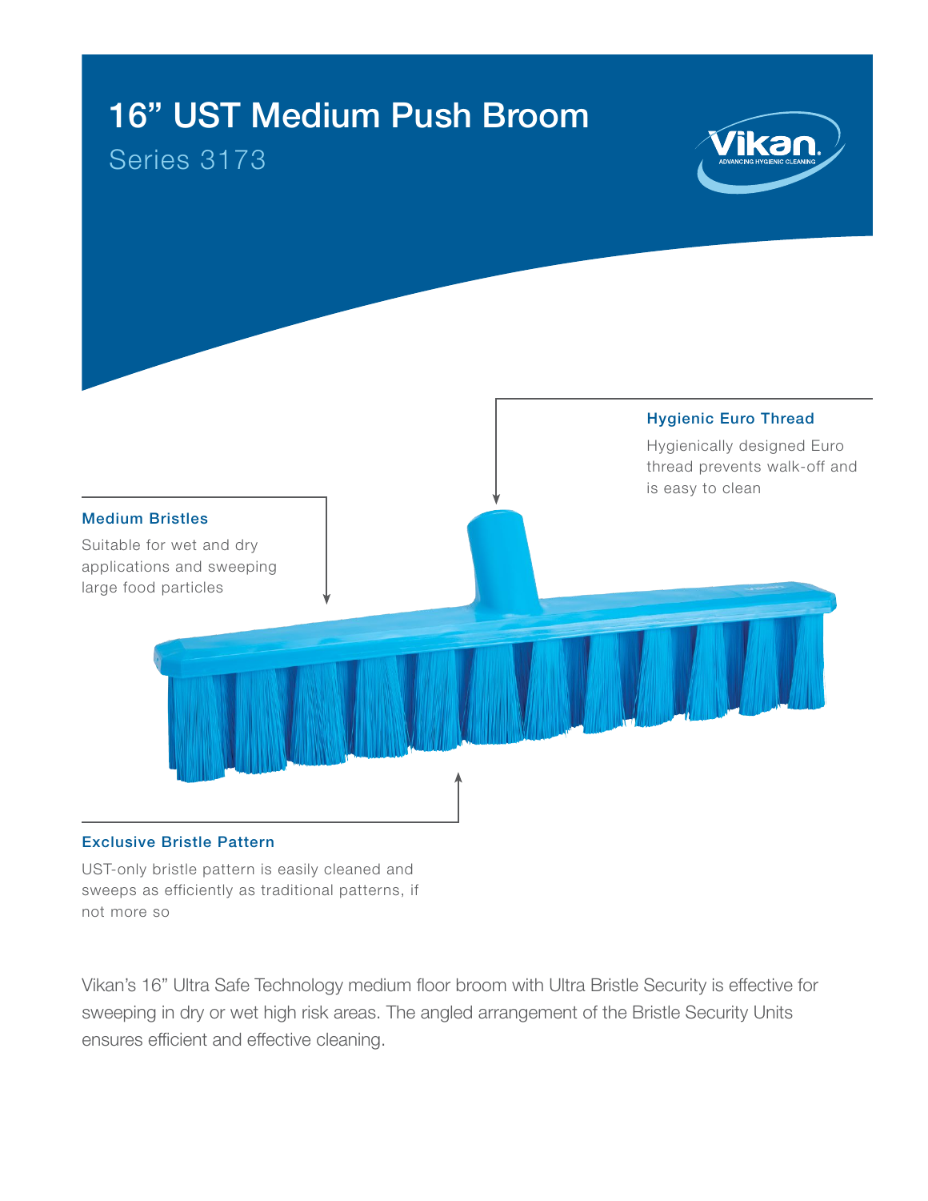# 16” UST Medium Push Broom

## Series 3173

Vikan. ADVANCING HYGIENIC CLEANING

### Hygienic Euro Thread

Hygienically designed Euro thread prevents walk-off and is easy to clean

### Medium Bristles

Suitable for wet and dry applications and sweeping large food particles

### Exclusive Bristle Pattern

UST-only bristle pattern is easily cleaned and sweeps as efficiently as traditional patterns, if not more so

Vikan’s 16” Ultra Safe Technology medium floor broom with Ultra Bristle Security is effective for sweeping in dry or wet high risk areas. The angled arrangement of the Bristle Security Units ensures efficient and effective cleaning.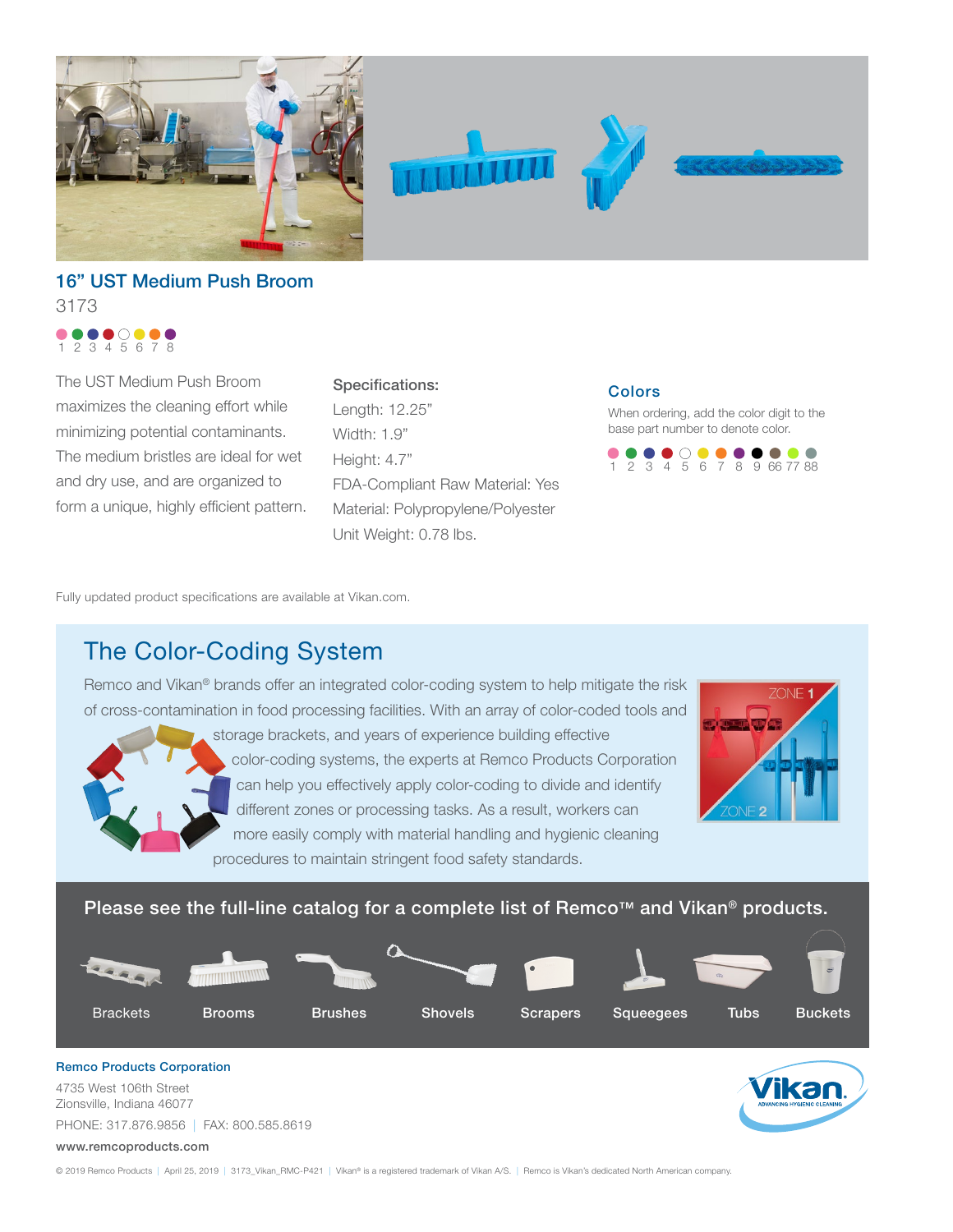## 16” UST Medium Push Broom

3173

1 2 3 4 5 6 7 8

The UST Medium Push Broom maximizes the cleaning effort while minimizing potential contaminants. The medium bristles are ideal for wet and dry use, and are organized to form a unique, highly efficient pattern.

**Specifications:**
Length: 12.25”
Width: 1.9”
Height: 4.7”
FDA-Compliant Raw Material: Yes
Material: Polypropylene/Polyester
Unit Weight: 0.78 lbs.

### Colors

When ordering, add the color digit to the base part number to denote color.

1 2 3 4 5 6 7 8 9 66 77 88

Fully updated product specifications are available at Vikan.com.

## The Color-Coding System

Remco and Vikan® brands offer an integrated color-coding system to help mitigate the risk of cross-contamination in food processing facilities. With an array of color-coded tools and storage brackets, and years of experience building effective color-coding systems, the experts at Remco Products Corporation can help you effectively apply color-coding to divide and identify different zones or processing tasks. As a result, workers can more easily comply with material handling and hygienic cleaning procedures to maintain stringent food safety standards.

ZONE 1

ZONE 2

**Please see the full-line catalog for a complete list of Remco™ and Vikan® products.**

Brackets | Brooms | Brushes | Shovels | Scrapers | Squeegees | Tubs | Buckets

**Remco Products Corporation**
4735 West 106th Street
Zionsville, Indiana 46077
PHONE: 317.876.9856 | FAX: 800.585.8619
**www.remcoproducts.com**

Vikan. ADVANCING HYGIENIC CLEANING

© 2019 Remco Products | April 25, 2019 | 3173_Vikan_RMC-P421 | Vikan® is a registered trademark of Vikan A/S. | Remco is Vikan’s dedicated North American company.